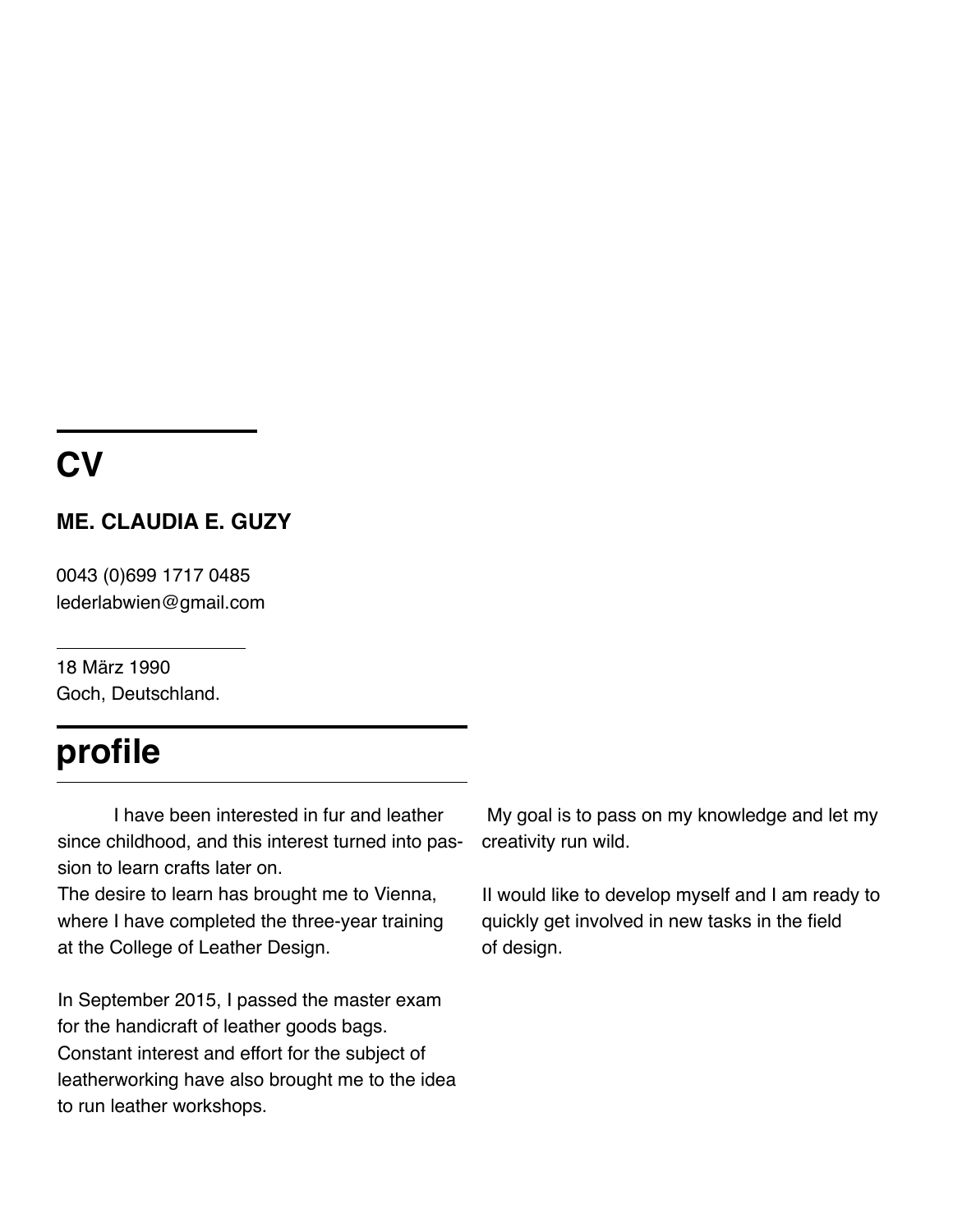# CV

**ME. CLAUDIA E. GUZY**

0043 (0)699 1717 0485
lederlabwien@gmail.com

18 März 1990
Goch, Deutschland.

## profile

I have been interested in fur and leather since childhood, and this interest turned into passion to learn crafts later on.
The desire to learn has brought me to Vienna, where I have completed the three-year training at the College of Leather Design.

In September 2015, I passed the master exam for the handicraft of leather goods bags.
Constant interest and effort for the subject of leatherworking have also brought me to the idea to run leather workshops.

My goal is to pass on my knowledge and let my creativity run wild.

II would like to develop myself and I am ready to quickly get involved in new tasks in the field of design.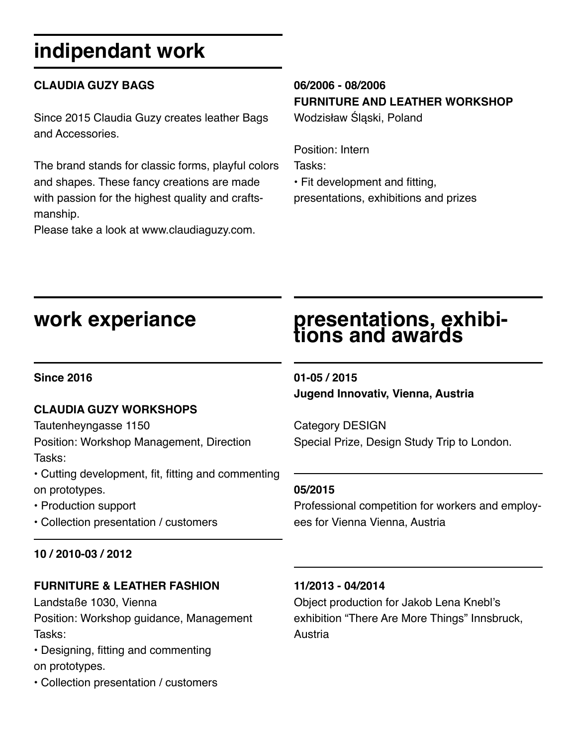## indipendant work

**CLAUDIA GUZY BAGS**

Since 2015 Claudia Guzy creates leather Bags and Accessories.

The brand stands for classic forms, playful colors and shapes. These fancy creations are made with passion for the highest quality and craftsmanship.
Please take a look at www.claudiaguzy.com.

**06/2006 - 08/2006**
**FURNITURE AND LEATHER WORKSHOP**
Wodzisław Śląski, Poland

Position: Intern
Tasks:
• Fit development and fitting,
presentations, exhibitions and prizes

## work experiance

**Since 2016**

**CLAUDIA GUZY WORKSHOPS**
Tautenheyngasse 1150
Position: Workshop Management, Direction
Tasks:
• Cutting development, fit, fitting and commenting on prototypes.
• Production support
• Collection presentation / customers

**10 / 2010-03 / 2012**

**FURNITURE & LEATHER FASHION**
Landstaße 1030, Vienna
Position: Workshop guidance, Management
Tasks:
• Designing, fitting and commenting on prototypes.
• Collection presentation / customers

## presentations, exhibitions and awards

**01-05 / 2015**
**Jugend Innovativ, Vienna, Austria**

Category DESIGN
Special Prize, Design Study Trip to London.

**05/2015**
Professional competition for workers and employees for Vienna Vienna, Austria

**11/2013 - 04/2014**
Object production for Jakob Lena Knebl's exhibition "There Are More Things" Innsbruck, Austria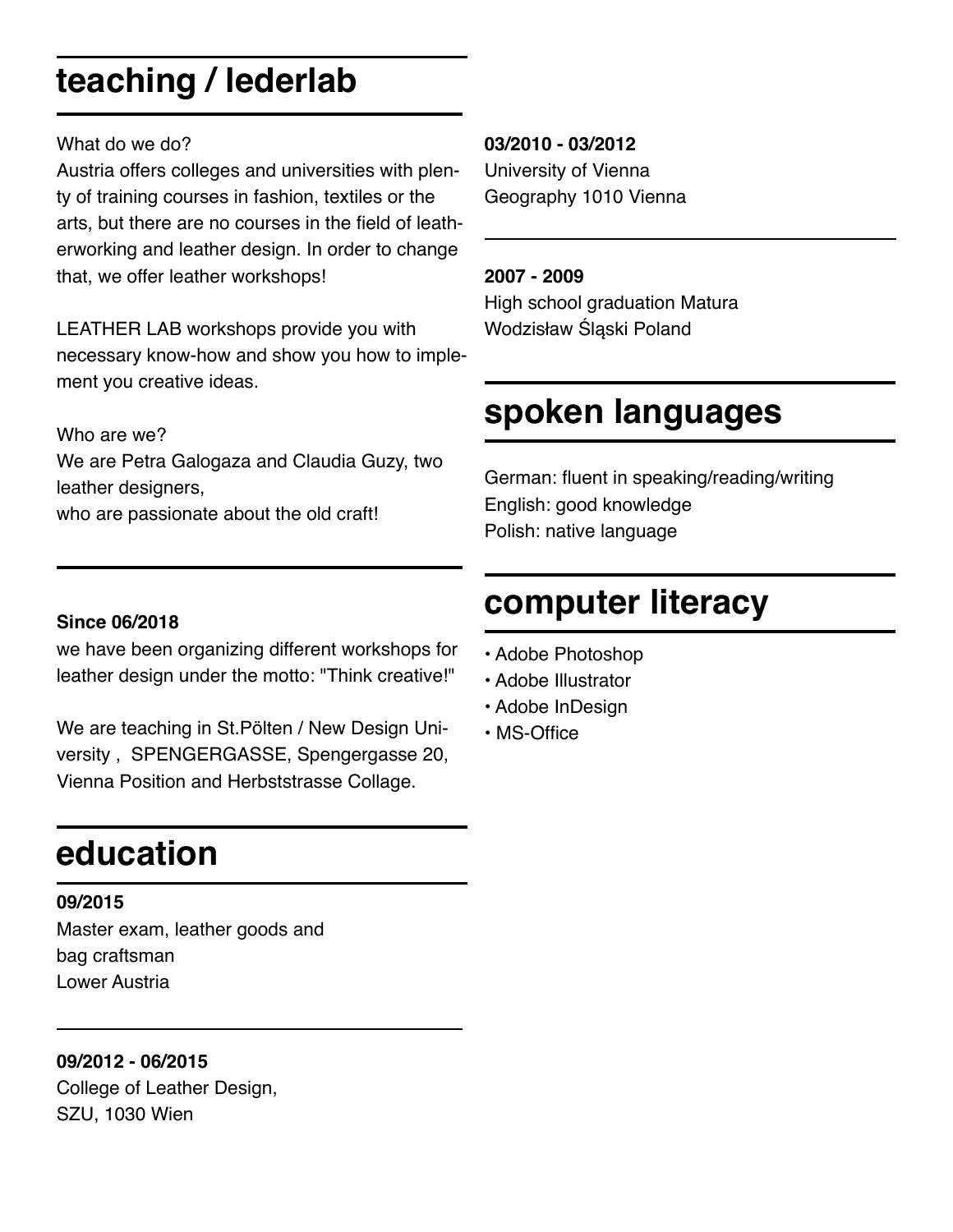## teaching / lederlab

What do we do?
Austria offers colleges and universities with plenty of training courses in fashion, textiles or the arts, but there are no courses in the field of leatherworking and leather design. In order to change that, we offer leather workshops!

LEATHER LAB workshops provide you with necessary know-how and show you how to implement you creative ideas.

Who are we?
We are Petra Galogaza and Claudia Guzy, two leather designers,
who are passionate about the old craft!

**Since 06/2018**
we have been organizing different workshops for leather design under the motto: "Think creative!"

We are teaching in St.Pölten / New Design University , SPENGERGASSE, Spengergasse 20, Vienna Position and Herbststrasse Collage.

## education

**09/2015**
Master exam, leather goods and
bag craftsman
Lower Austria

**09/2012 - 06/2015**
College of Leather Design,
SZU, 1030 Wien

**03/2010 - 03/2012**
University of Vienna
Geography 1010 Vienna

**2007 - 2009**
High school graduation Matura
Wodzisław Śląski Poland

## spoken languages

German: fluent in speaking/reading/writing
English: good knowledge
Polish: native language

## computer literacy

- Adobe Photoshop
- Adobe Illustrator
- Adobe InDesign
- MS-Office